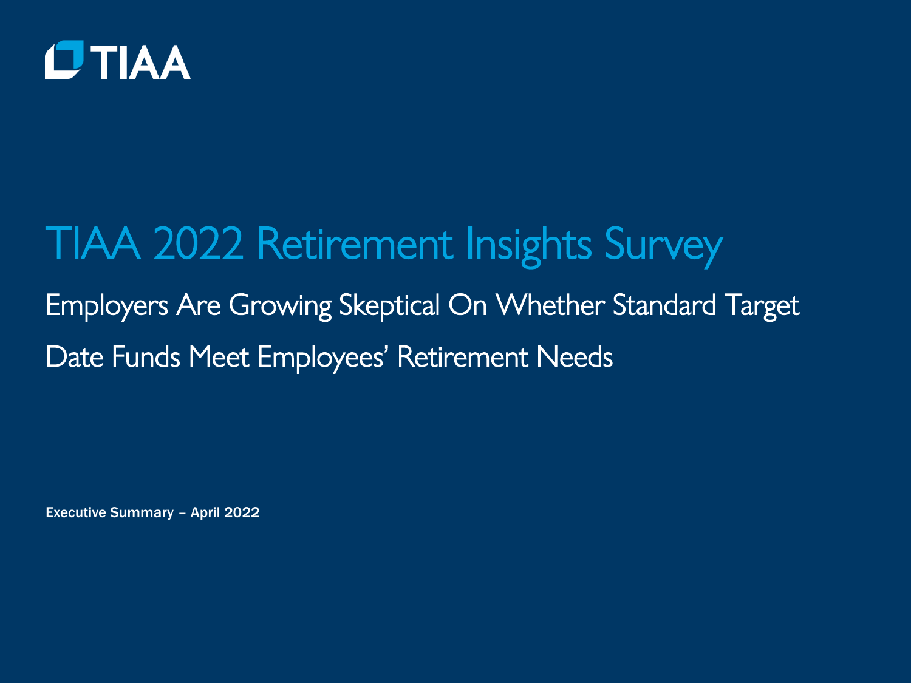TIAA

# TIAA 2022 Retirement Insights Survey

## Employers Are Growing Skeptical On Whether Standard Target Date Funds Meet Employees' Retirement Needs

**Executive Summary – April 2022**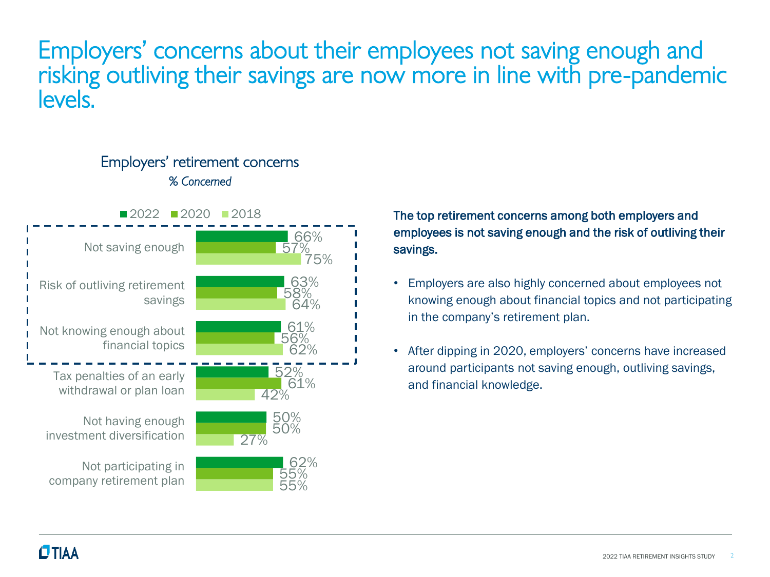# Employers' concerns about their employees not saving enough and risking outliving their savings are now more in line with pre-pandemic levels.

## Employers' retirement concerns

*% Concerned*

| Concern | 2022 | 2020 | 2018 |
|---|---|---|---|
| Not saving enough | 66% | 57% | 75% |
| Risk of outliving retirement savings | 63% | 58% | 64% |
| Not knowing enough about financial topics | 61% | 56% | 62% |
| Tax penalties of an early withdrawal or plan loan | 52% | 61% | 42% |
| Not having enough investment diversification | 50% | 50% | 27% |
| Not participating in company retirement plan | 62% | 55% | 55% |

**The top retirement concerns among both employers and employees is not saving enough and the risk of outliving their savings.**

- Employers are also highly concerned about employees not knowing enough about financial topics and not participating in the company's retirement plan.
- After dipping in 2020, employers' concerns have increased around participants not saving enough, outliving savings, and financial knowledge.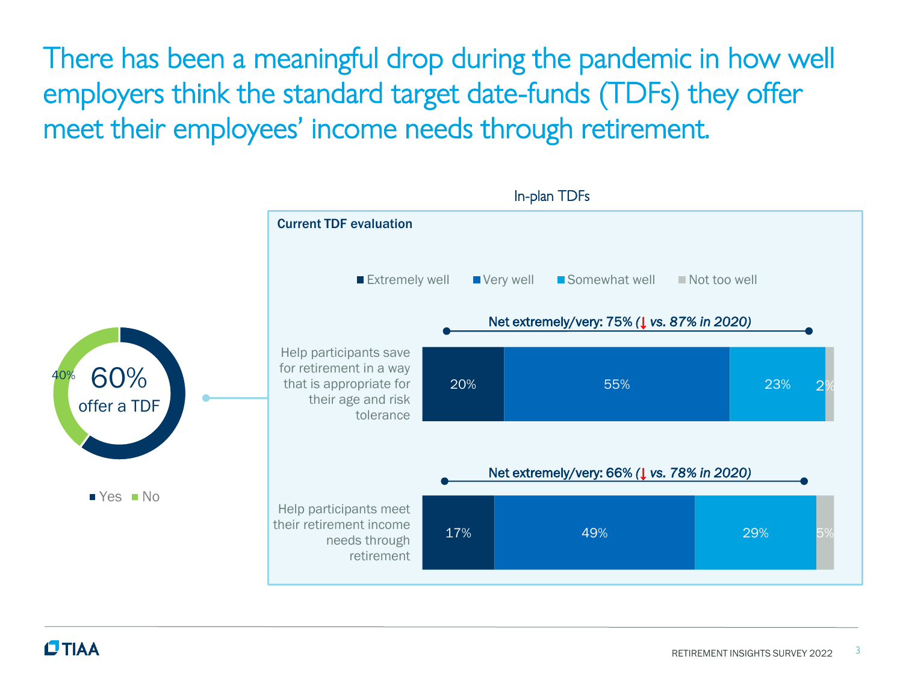# There has been a meaningful drop during the pandemic in how well employers think the standard target date-funds (TDFs) they offer meet their employees' income needs through retirement.

**60% offer a TDF**

| Offer a TDF | % |
|---|---|
| Yes | 60% |
| No | 40% |

## In-plan TDFs

**Current TDF evaluation**

| | Extremely well | Very well | Somewhat well | Not too well |
|---|---|---|---|---|
| Help participants save for retirement in a way that is appropriate for their age and risk tolerance | 20% | 55% | 23% | 2% |
| Help participants meet their retirement income needs through retirement | 17% | 49% | 29% | 5% |

- Help participants save for retirement in a way that is appropriate for their age and risk tolerance — Net extremely/very: 75% (↓ *vs. 87% in 2020*)
- Help participants meet their retirement income needs through retirement — Net extremely/very: 66% (↓ *vs. 78% in 2020*)

RETIREMENT INSIGHTS SURVEY 2022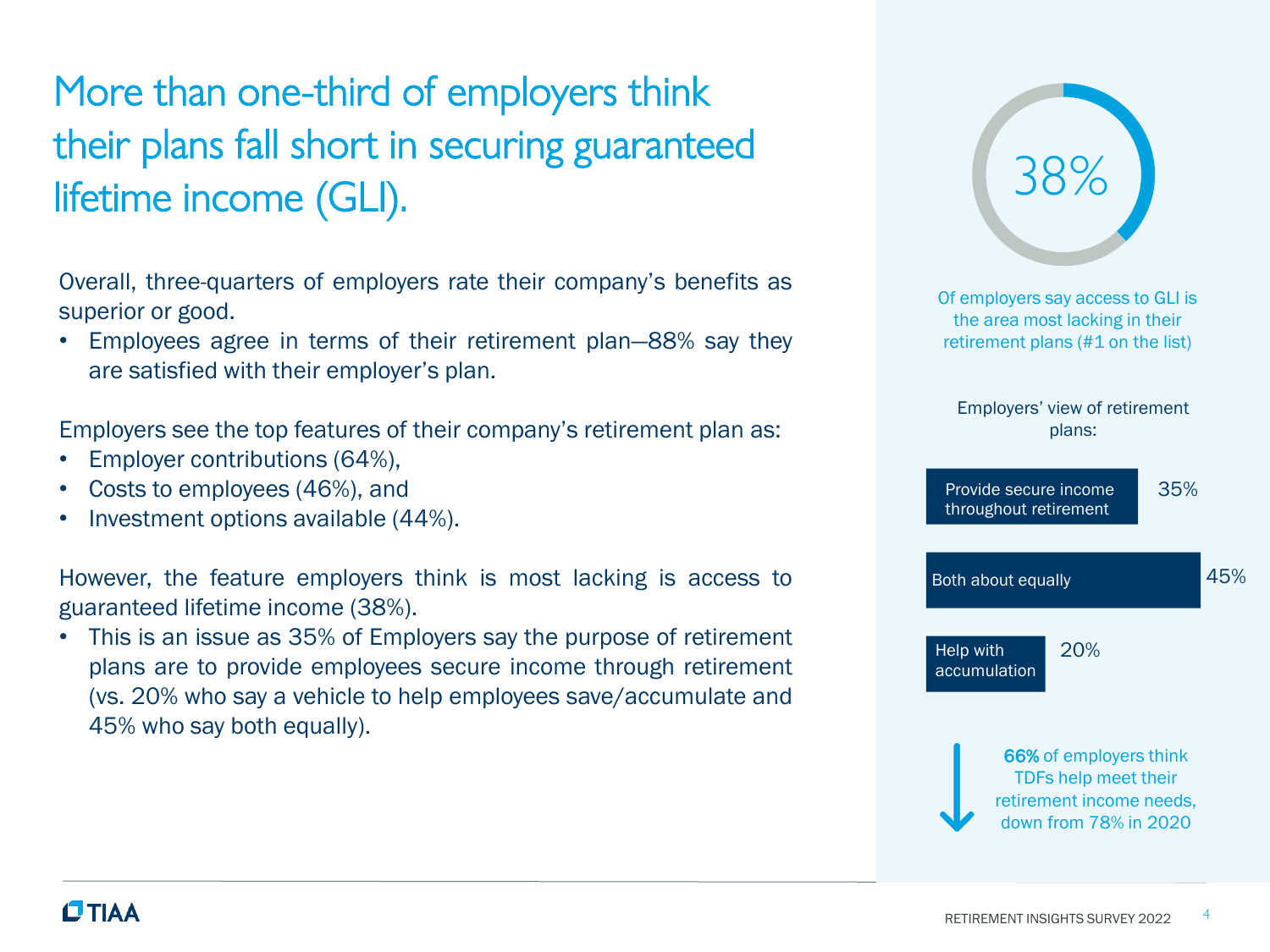# More than one-third of employers think their plans fall short in securing guaranteed lifetime income (GLI).

Overall, three-quarters of employers rate their company's benefits as superior or good.

- Employees agree in terms of their retirement plan—88% say they are satisfied with their employer's plan.

Employers see the top features of their company's retirement plan as:

- Employer contributions (64%),
- Costs to employees (46%), and
- Investment options available (44%).

However, the feature employers think is most lacking is access to guaranteed lifetime income (38%).

- This is an issue as 35% of Employers say the purpose of retirement plans are to provide employees secure income through retirement (vs. 20% who say a vehicle to help employees save/accumulate and 45% who say both equally).

38%

Of employers say access to GLI is the area most lacking in their retirement plans (#1 on the list)

Employers' view of retirement plans:

| View | % |
| --- | --- |
| Provide secure income throughout retirement | 35% |
| Both about equally | 45% |
| Help with accumulation | 20% |

**66%** of employers think TDFs help meet their retirement income needs, down from 78% in 2020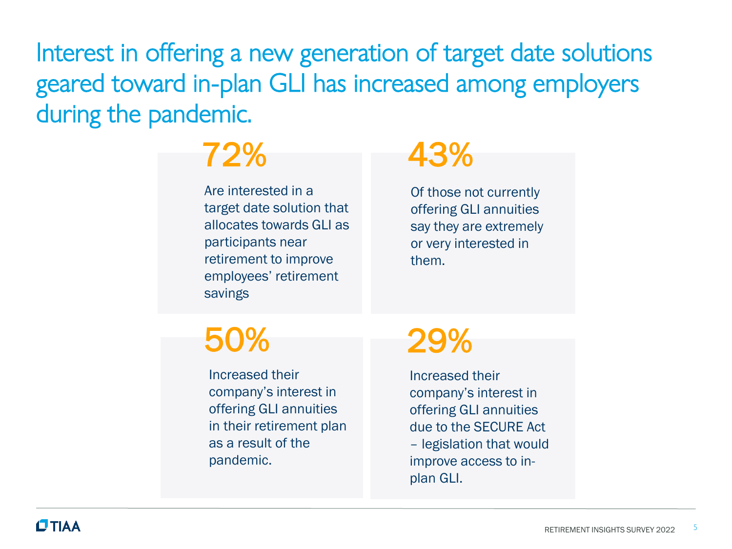# Interest in offering a new generation of target date solutions geared toward in-plan GLI has increased among employers during the pandemic.

**72%**

Are interested in a target date solution that allocates towards GLI as participants near retirement to improve employees' retirement savings

**43%**

Of those not currently offering GLI annuities say they are extremely or very interested in them.

**50%**

Increased their company's interest in offering GLI annuities in their retirement plan as a result of the pandemic.

**29%**

Increased their company's interest in offering GLI annuities due to the SECURE Act – legislation that would improve access to in-plan GLI.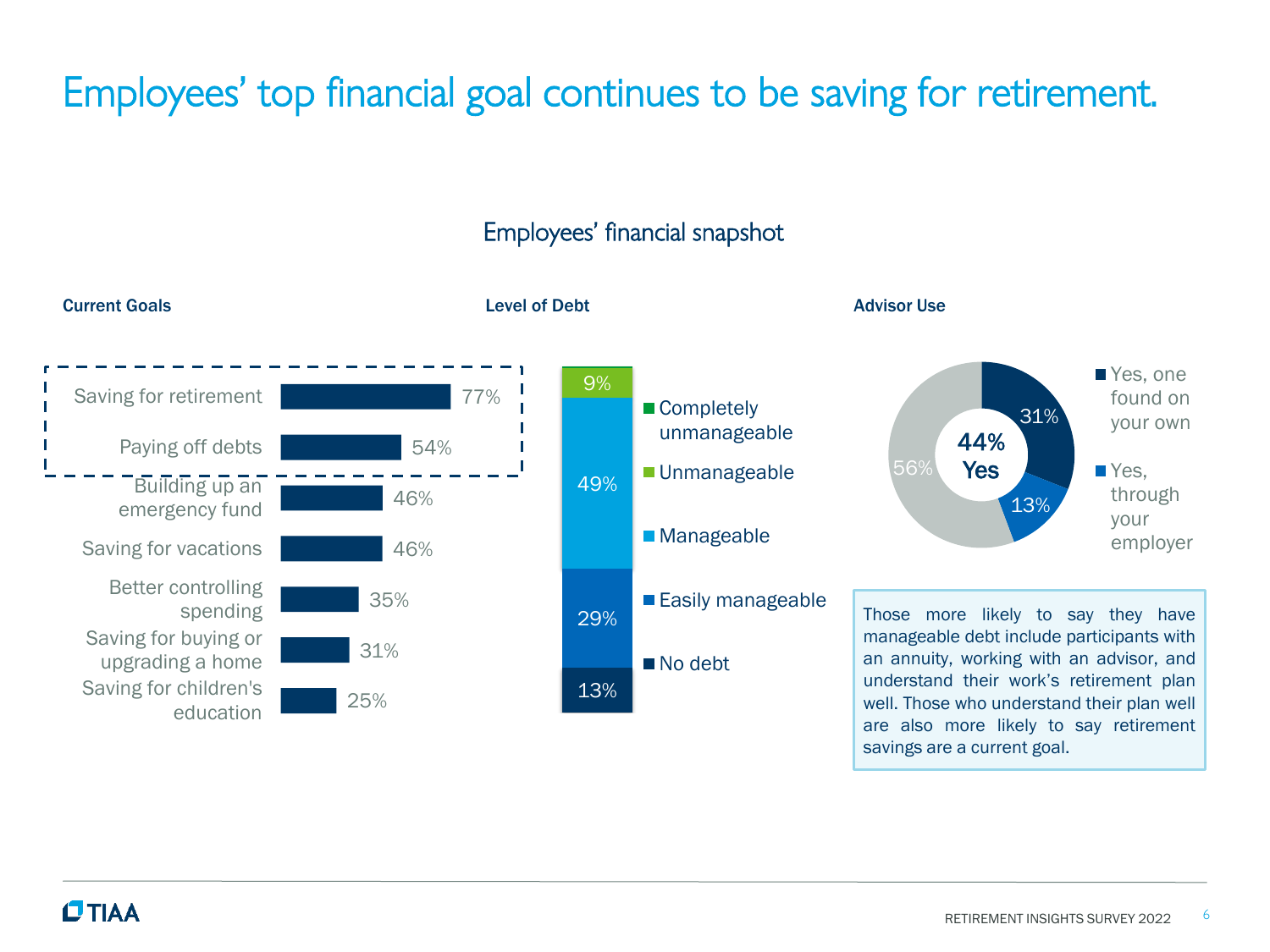# Employees' top financial goal continues to be saving for retirement.

## Employees' financial snapshot

### Current Goals

| Goal | % |
|---|---|
| Saving for retirement | 77% |
| Paying off debts | 54% |
| Building up an emergency fund | 46% |
| Saving for vacations | 46% |
| Better controlling spending | 35% |
| Saving for buying or upgrading a home | 31% |
| Saving for children's education | 25% |

### Level of Debt

| Level | % |
|---|---|
| Completely unmanageable | |
| Unmanageable | 9% |
| Manageable | 49% |
| Easily manageable | 29% |
| No debt | 13% |

### Advisor Use

44% Yes

| Response | % |
|---|---|
| Yes, one found on your own | 31% |
| Yes, through your employer | 13% |
| No | 56% |

Those more likely to say they have manageable debt include participants with an annuity, working with an advisor, and understand their work's retirement plan well. Those who understand their plan well are also more likely to say retirement savings are a current goal.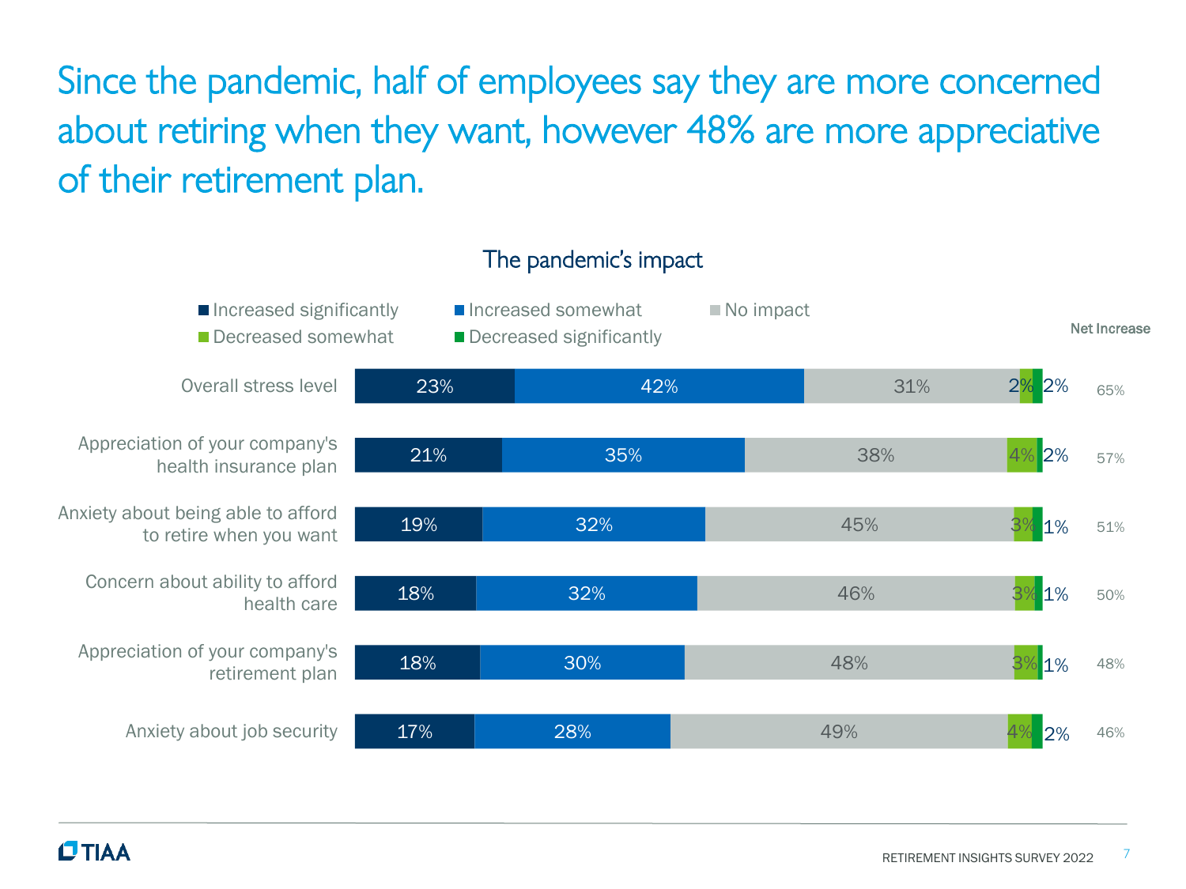# Since the pandemic, half of employees say they are more concerned about retiring when they want, however 48% are more appreciative of their retirement plan.

## The pandemic's impact

| | Increased significantly | Increased somewhat | No impact | Decreased somewhat | Decreased significantly | Net Increase |
|---|---|---|---|---|---|---|
| Overall stress level | 23% | 42% | 31% | 2% | 2% | 65% |
| Appreciation of your company's health insurance plan | 21% | 35% | 38% | 4% | 2% | 57% |
| Anxiety about being able to afford to retire when you want | 19% | 32% | 45% | 3% | 1% | 51% |
| Concern about ability to afford health care | 18% | 32% | 46% | 3% | 1% | 50% |
| Appreciation of your company's retirement plan | 18% | 30% | 48% | 3% | 1% | 48% |
| Anxiety about job security | 17% | 28% | 49% | 4% | 2% | 46% |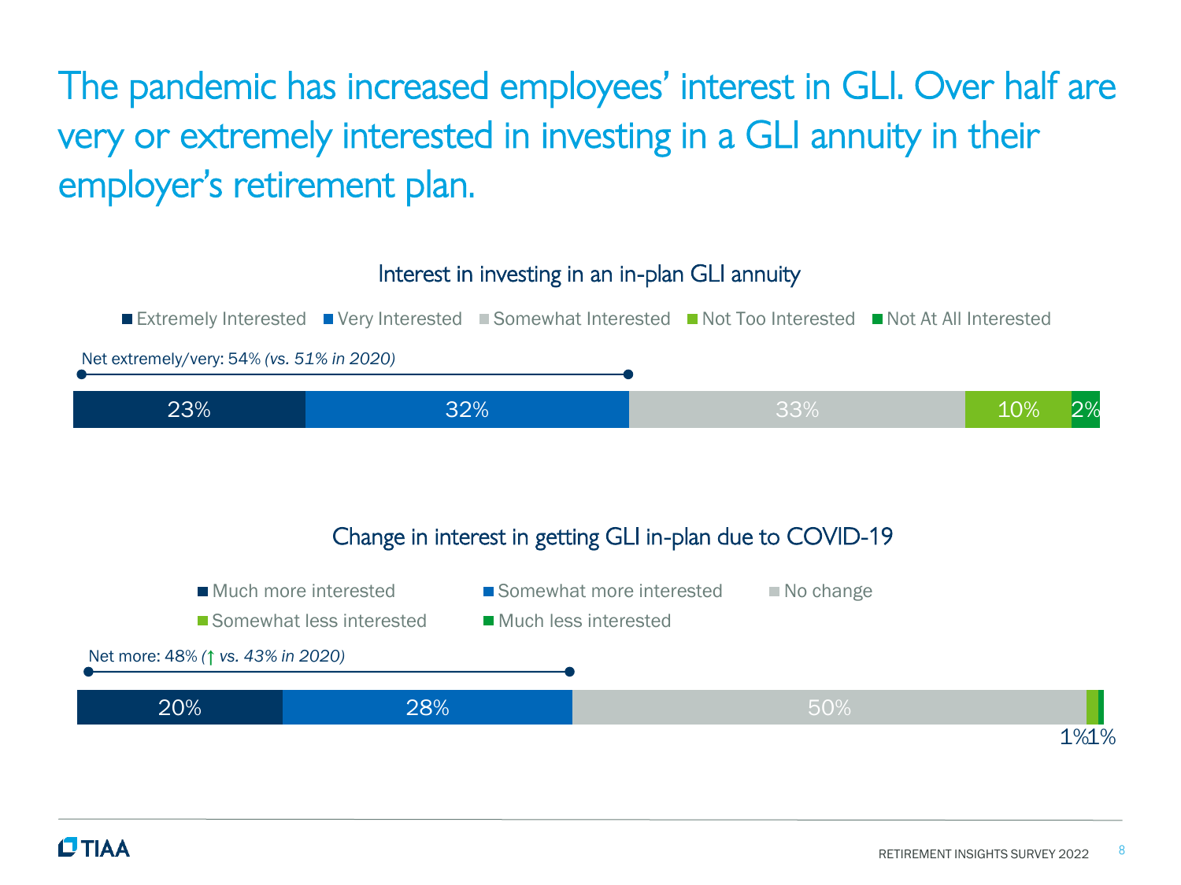# The pandemic has increased employees' interest in GLI. Over half are very or extremely interested in investing in a GLI annuity in their employer's retirement plan.

## Interest in investing in an in-plan GLI annuity

Net extremely/very: 54% *(vs. 51% in 2020)*

| Extremely Interested | Very Interested | Somewhat Interested | Not Too Interested | Not At All Interested |
|---|---|---|---|---|
| 23% | 32% | 33% | 10% | 2% |

## Change in interest in getting GLI in-plan due to COVID-19

Net more: 48% *(↑ vs. 43% in 2020)*

| Much more interested | Somewhat more interested | No change | Somewhat less interested | Much less interested |
|---|---|---|---|---|
| 20% | 28% | 50% | 1% | 1% |

TIAA

RETIREMENT INSIGHTS SURVEY 2022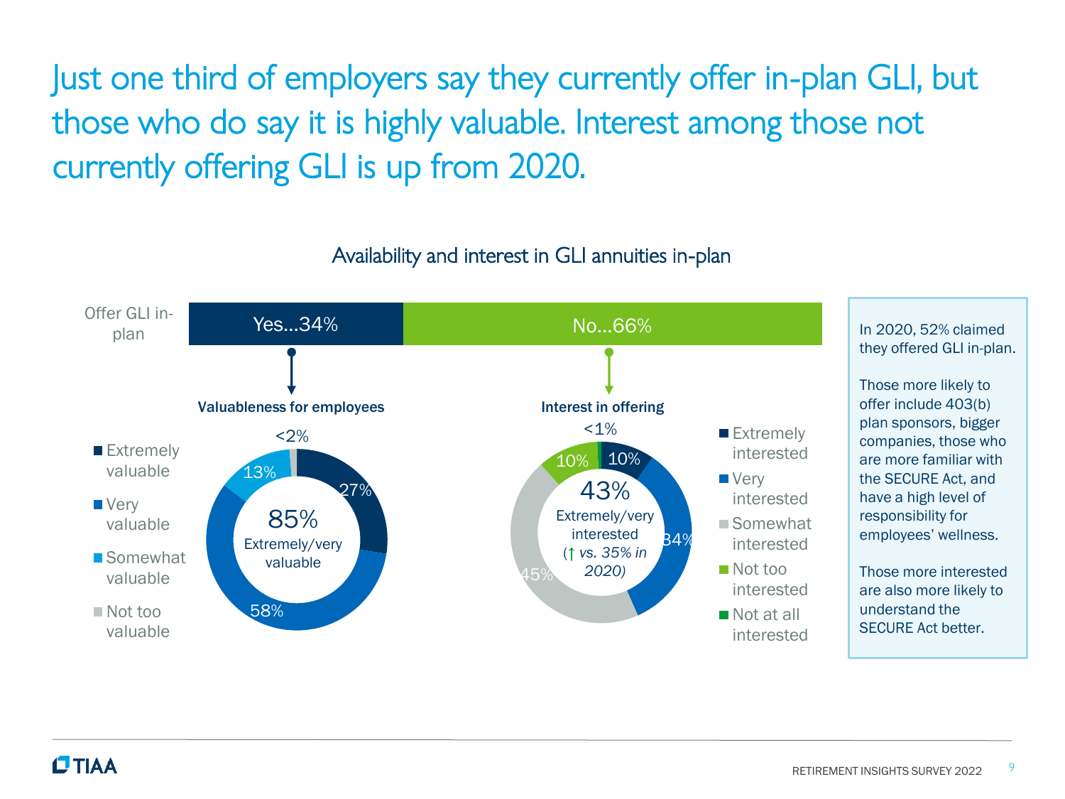# Just one third of employers say they currently offer in-plan GLI, but those who do say it is highly valuable. Interest among those not currently offering GLI is up from 2020.

## Availability and interest in GLI annuities in-plan

**Offer GLI in-plan:** Yes…34% | No…66%

**Valuableness for employees** (among those who offer GLI in-plan)

| Response | % |
| --- | --- |
| Extremely valuable | 27% |
| Very valuable | 58% |
| Somewhat valuable | 13% |
| Not too valuable | <2% |

85% Extremely/very valuable

**Interest in offering** (among those who do not offer GLI in-plan)

| Response | % |
| --- | --- |
| Extremely interested | 10% |
| Very interested | 34% |
| Somewhat interested | 45% |
| Not too interested | 10% |
| Not at all interested | <1% |

43% Extremely/very interested (↑ *vs. 35% in 2020)*

In 2020, 52% claimed they offered GLI in-plan.

Those more likely to offer include 403(b) plan sponsors, bigger companies, those who are more familiar with the SECURE Act, and have a high level of responsibility for employees' wellness.

Those more interested are also more likely to understand the SECURE Act better.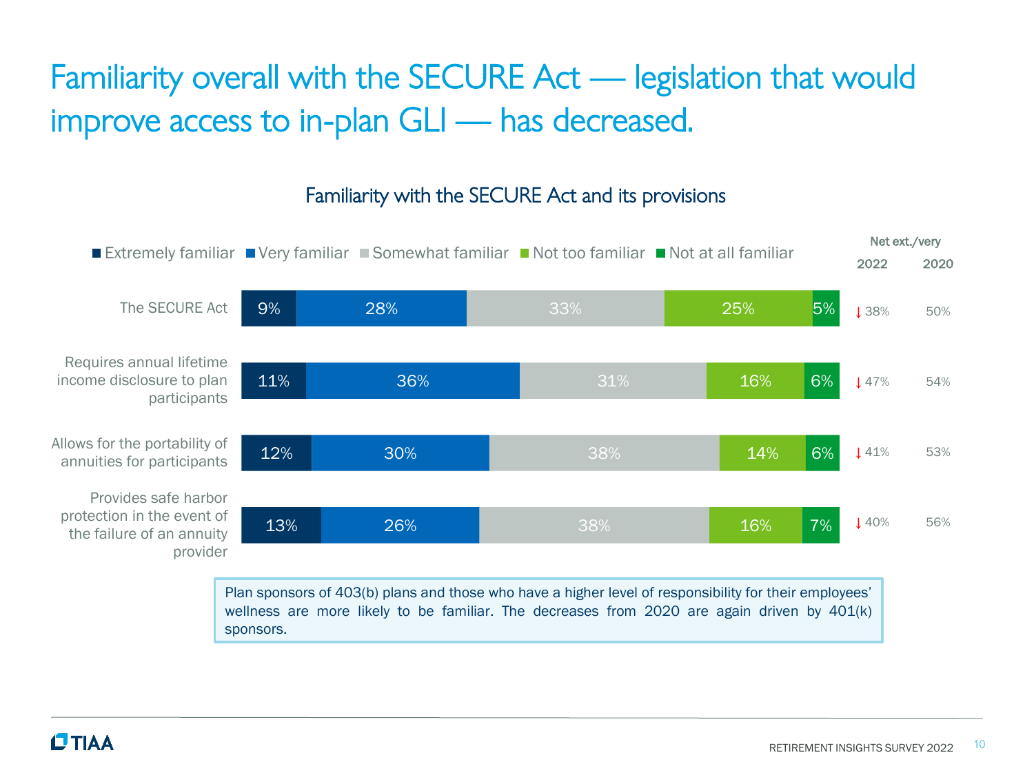# Familiarity overall with the SECURE Act — legislation that would improve access to in-plan GLI — has decreased.

## Familiarity with the SECURE Act and its provisions

| | Extremely familiar | Very familiar | Somewhat familiar | Not too familiar | Not at all familiar | Net ext./very 2022 | Net ext./very 2020 |
|---|---|---|---|---|---|---|---|
| The SECURE Act | 9% | 28% | 33% | 25% | 5% | ↓ 38% | 50% |
| Requires annual lifetime income disclosure to plan participants | 11% | 36% | 31% | 16% | 6% | ↓ 47% | 54% |
| Allows for the portability of annuities for participants | 12% | 30% | 38% | 14% | 6% | ↓ 41% | 53% |
| Provides safe harbor protection in the event of the failure of an annuity provider | 13% | 26% | 38% | 16% | 7% | ↓ 40% | 56% |

Plan sponsors of 403(b) plans and those who have a higher level of responsibility for their employees' wellness are more likely to be familiar. The decreases from 2020 are again driven by 401(k) sponsors.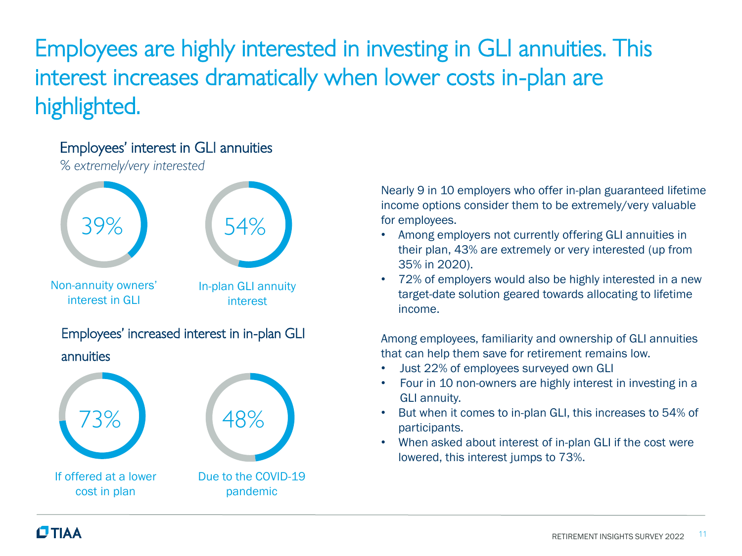# Employees are highly interested in investing in GLI annuities. This interest increases dramatically when lower costs in-plan are highlighted.

## Employees' interest in GLI annuities

*% extremely/very interested*

39%

Non-annuity owners' interest in GLI

54%

In-plan GLI annuity interest

## Employees' increased interest in in-plan GLI annuities

73%

If offered at a lower cost in plan

48%

Due to the COVID-19 pandemic

Nearly 9 in 10 employers who offer in-plan guaranteed lifetime income options consider them to be extremely/very valuable for employees.

- Among employers not currently offering GLI annuities in their plan, 43% are extremely or very interested (up from 35% in 2020).
- 72% of employers would also be highly interested in a new target-date solution geared towards allocating to lifetime income.

Among employees, familiarity and ownership of GLI annuities that can help them save for retirement remains low.

- Just 22% of employees surveyed own GLI
- Four in 10 non-owners are highly interest in investing in a GLI annuity.
- But when it comes to in-plan GLI, this increases to 54% of participants.
- When asked about interest of in-plan GLI if the cost were lowered, this interest jumps to 73%.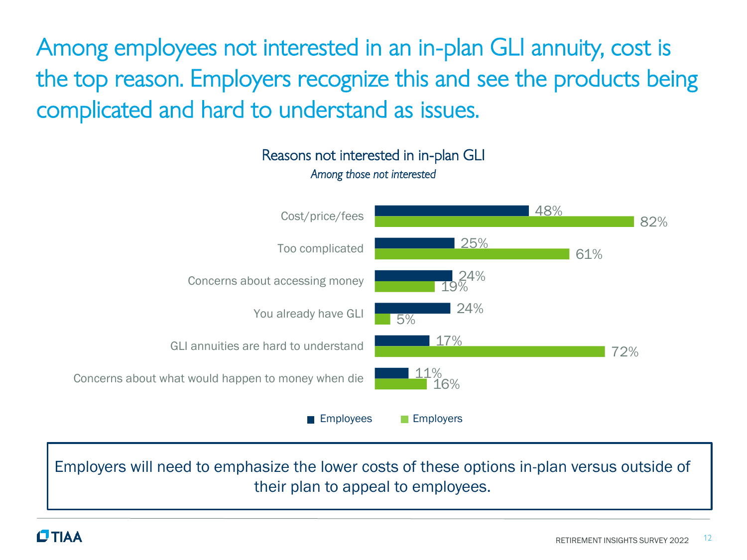# Among employees not interested in an in-plan GLI annuity, cost is the top reason. Employers recognize this and see the products being complicated and hard to understand as issues.

## Reasons not interested in in-plan GLI

*Among those not interested*

| Reason | Employees | Employers |
|---|---|---|
| Cost/price/fees | 48% | 82% |
| Too complicated | 25% | 61% |
| Concerns about accessing money | 24% | 19% |
| You already have GLI | 24% | 5% |
| GLI annuities are hard to understand | 17% | 72% |
| Concerns about what would happen to money when die | 11% | 16% |

Employers will need to emphasize the lower costs of these options in-plan versus outside of their plan to appeal to employees.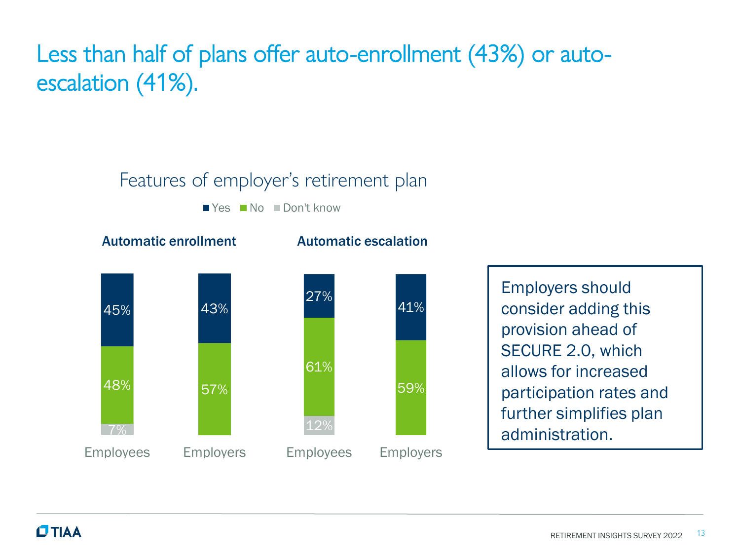# Less than half of plans offer auto-enrollment (43%) or auto-escalation (41%).

## Features of employer's retirement plan

| | Automatic enrollment | | Automatic escalation | |
|---|---|---|---|---|
| | Employees | Employers | Employees | Employers |
| Yes | 45% | 43% | 27% | 41% |
| No | 48% | 57% | 61% | 59% |
| Don't know | 7% | | 12% | |

Employers should consider adding this provision ahead of SECURE 2.0, which allows for increased participation rates and further simplifies plan administration.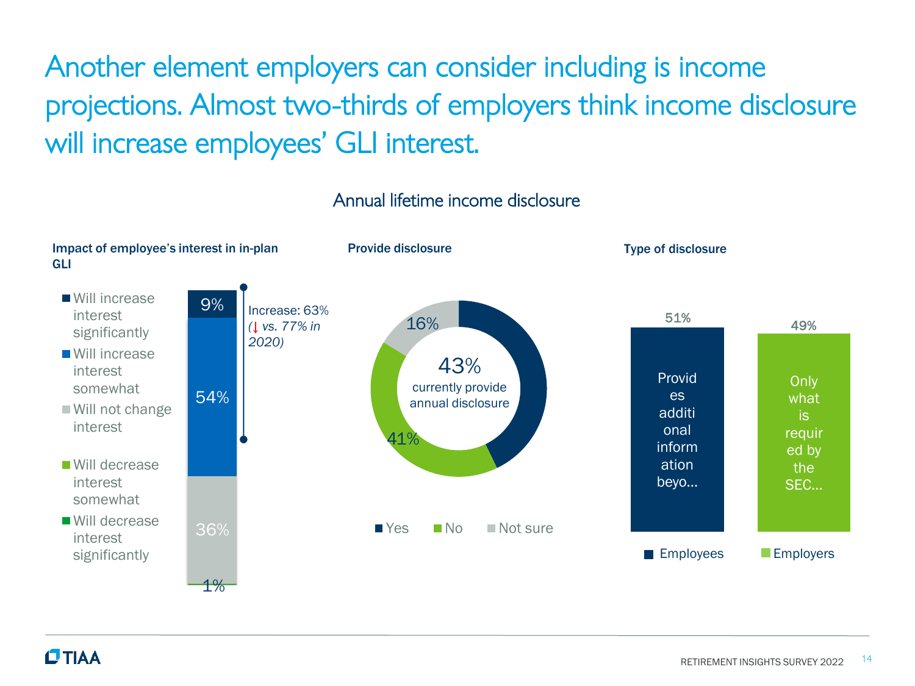# Another element employers can consider including is income projections. Almost two-thirds of employers think income disclosure will increase employees' GLI interest.

## Annual lifetime income disclosure

### Impact of employee's interest in in-plan GLI

| Response | % |
| --- | --- |
| Will increase interest significantly | 9% |
| Will increase interest somewhat | 54% |
| Will not change interest | 36% |
| Will decrease interest somewhat | 1% |
| Will decrease interest significantly | |

Increase: 63% (↓ *vs. 77% in 2020)*

### Provide disclosure

43% currently provide annual disclosure

| Response | % |
| --- | --- |
| Yes | 43% |
| No | 41% |
| Not sure | 16% |

### Type of disclosure

| Type | % |
| --- | --- |
| Provides additional information beyo… | 51% |
| Only what is required by the SEC… | 49% |

Legend: Employees, Employers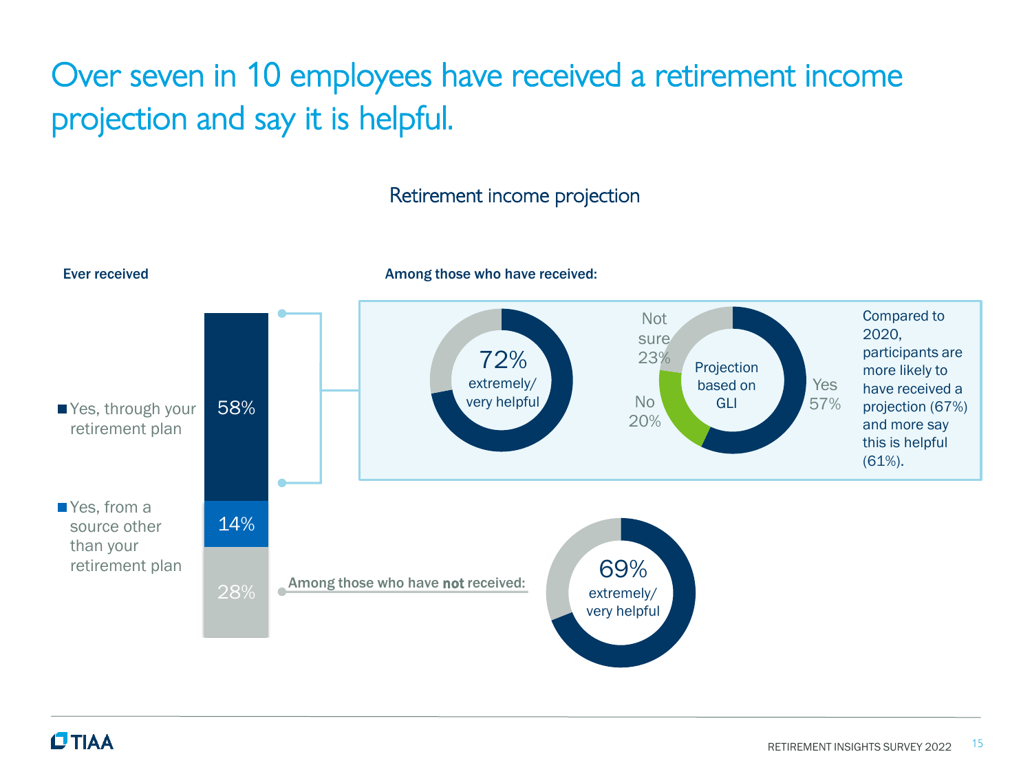# Over seven in 10 employees have received a retirement income projection and say it is helpful.

## Retirement income projection

**Ever received**

- Yes, through your retirement plan: 58%
- Yes, from a source other than your retirement plan: 14%
- 28%

**Among those who have received:**

72% extremely/very helpful

Projection based on GLI
- Yes 57%
- No 20%
- Not sure 23%

Compared to 2020, participants are more likely to have received a projection (67%) and more say this is helpful (61%).

**Among those who have not received:**

69% extremely/very helpful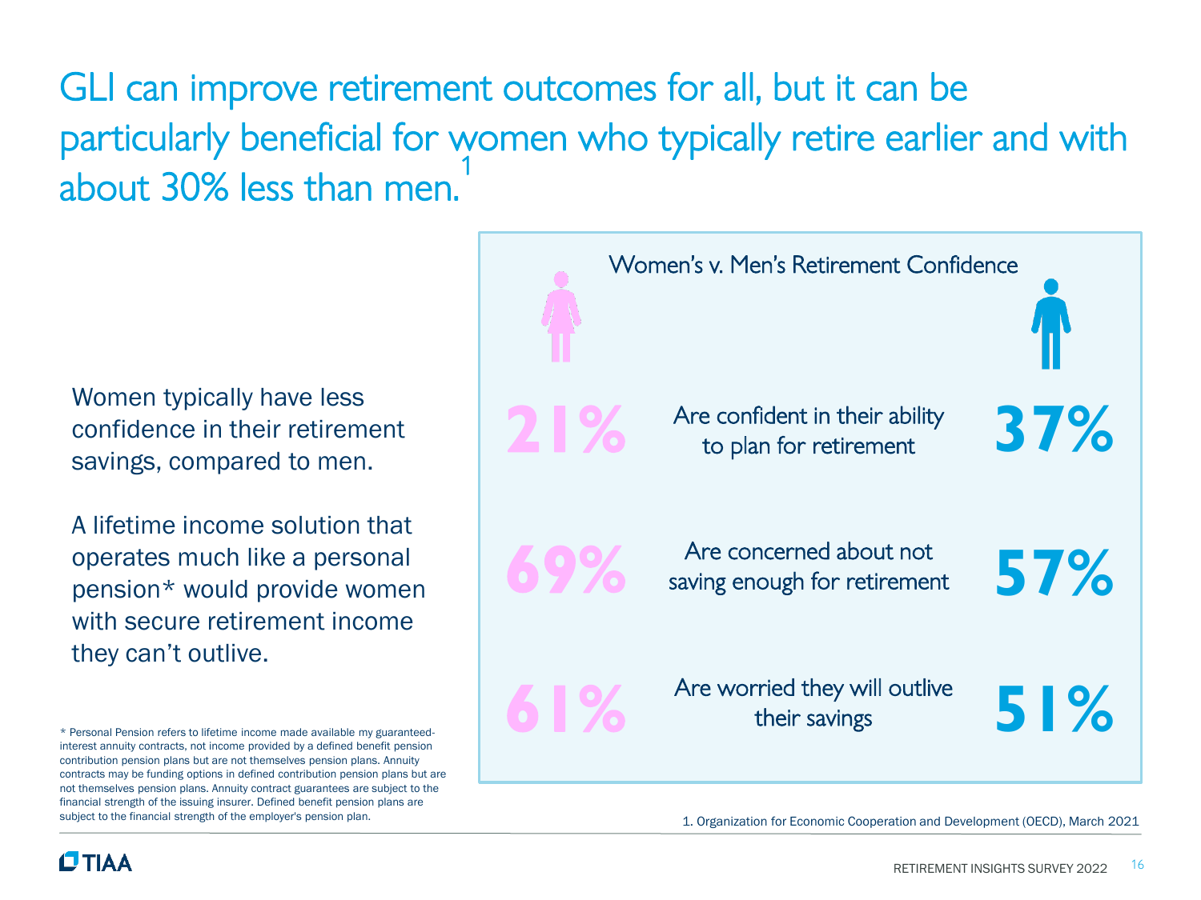# GLI can improve retirement outcomes for all, but it can be particularly beneficial for women who typically retire earlier and with about 30% less than men.[1]

Women typically have less confidence in their retirement savings, compared to men.

A lifetime income solution that operates much like a personal pension* would provide women with secure retirement income they can't outlive.

**Women's v. Men's Retirement Confidence**

| Women | | Men |
|---|---|---|
| 21% | Are confident in their ability to plan for retirement | 37% |
| 69% | Are concerned about not saving enough for retirement | 57% |
| 61% | Are worried they will outlive their savings | 51% |

\* Personal Pension refers to lifetime income made available my guaranteed-interest annuity contracts, not income provided by a defined benefit pension contribution pension plans but are not themselves pension plans. Annuity contracts may be funding options in defined contribution pension plans but are not themselves pension plans. Annuity contract guarantees are subject to the financial strength of the issuing insurer. Defined benefit pension plans are subject to the financial strength of the employer's pension plan.

1. Organization for Economic Cooperation and Development (OECD), March 2021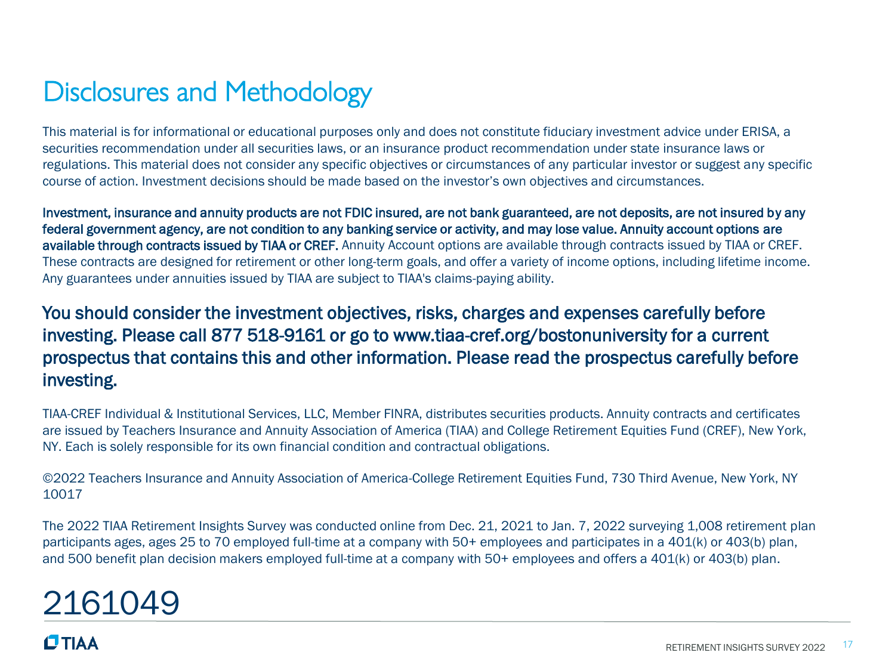# Disclosures and Methodology

This material is for informational or educational purposes only and does not constitute fiduciary investment advice under ERISA, a securities recommendation under all securities laws, or an insurance product recommendation under state insurance laws or regulations. This material does not consider any specific objectives or circumstances of any particular investor or suggest any specific course of action. Investment decisions should be made based on the investor's own objectives and circumstances.

**Investment, insurance and annuity products are not FDIC insured, are not bank guaranteed, are not deposits, are not insured by any federal government agency, are not condition to any banking service or activity, and may lose value. Annuity account options are available through contracts issued by TIAA or CREF.** Annuity Account options are available through contracts issued by TIAA or CREF. These contracts are designed for retirement or other long-term goals, and offer a variety of income options, including lifetime income. Any guarantees under annuities issued by TIAA are subject to TIAA's claims-paying ability.

**You should consider the investment objectives, risks, charges and expenses carefully before investing. Please call 877 518-9161 or go to www.tiaa-cref.org/bostonuniversity for a current prospectus that contains this and other information. Please read the prospectus carefully before investing.**

TIAA-CREF Individual & Institutional Services, LLC, Member FINRA, distributes securities products. Annuity contracts and certificates are issued by Teachers Insurance and Annuity Association of America (TIAA) and College Retirement Equities Fund (CREF), New York, NY. Each is solely responsible for its own financial condition and contractual obligations.

©2022 Teachers Insurance and Annuity Association of America-College Retirement Equities Fund, 730 Third Avenue, New York, NY 10017

The 2022 TIAA Retirement Insights Survey was conducted online from Dec. 21, 2021 to Jan. 7, 2022 surveying 1,008 retirement plan participants ages, ages 25 to 70 employed full-time at a company with 50+ employees and participates in a 401(k) or 403(b) plan, and 500 benefit plan decision makers employed full-time at a company with 50+ employees and offers a 401(k) or 403(b) plan.

2161049